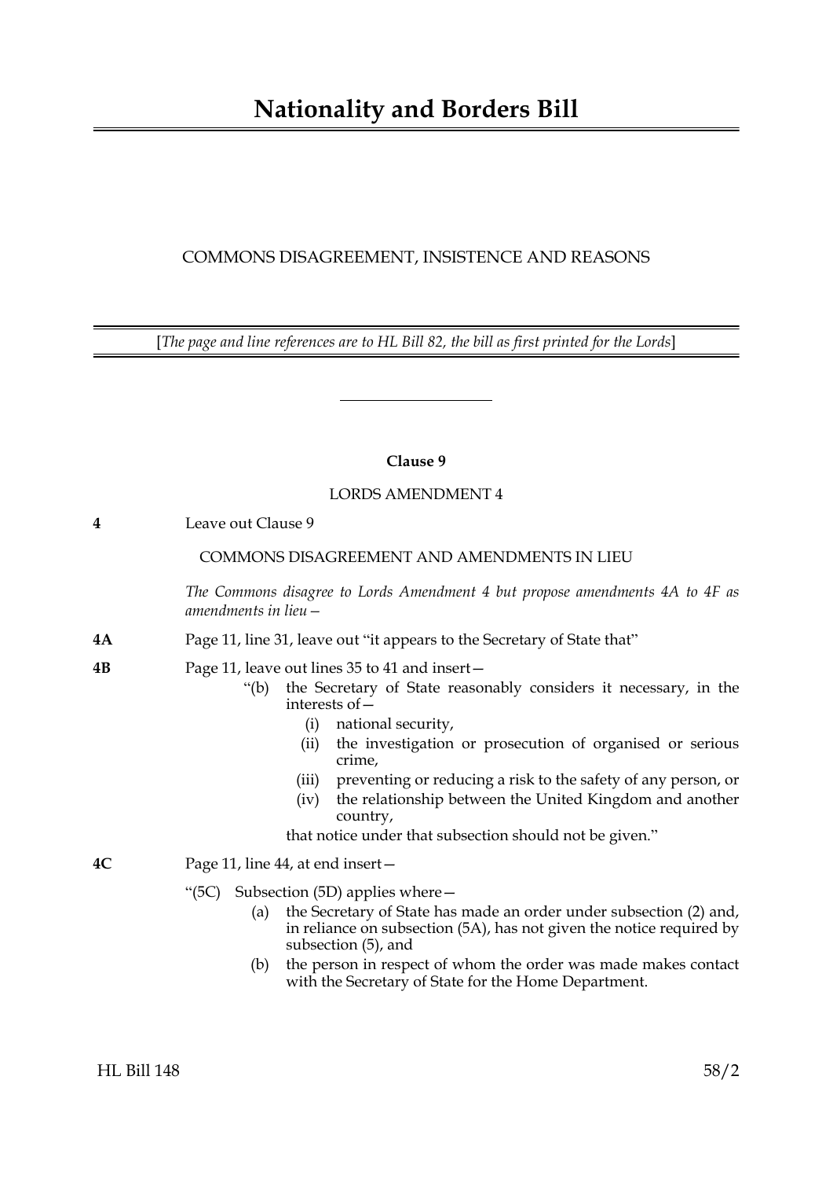# Nationality and Borders Bill

COMMONS DISAGREEMENT, INSISTENCE AND REASONS

[*The page and line references are to HL Bill 82, the bill as first printed for the Lords*]

---

**Clause 9**

LORDS AMENDMENT 4

**4** Leave out Clause 9

COMMONS DISAGREEMENT AND AMENDMENTS IN LIEU

*The Commons disagree to Lords Amendment 4 but propose amendments 4A to 4F as amendments in lieu—*

**4A** Page 11, line 31, leave out "it appears to the Secretary of State that"

**4B** Page 11, leave out lines 35 to 41 and insert—

"(b) the Secretary of State reasonably considers it necessary, in the interests of—

(i) national security,

(ii) the investigation or prosecution of organised or serious crime,

(iii) preventing or reducing a risk to the safety of any person, or

(iv) the relationship between the United Kingdom and another country,

that notice under that subsection should not be given."

**4C** Page 11, line 44, at end insert—

"(5C) Subsection (5D) applies where—

(a) the Secretary of State has made an order under subsection (2) and, in reliance on subsection (5A), has not given the notice required by subsection (5), and

(b) the person in respect of whom the order was made makes contact with the Secretary of State for the Home Department.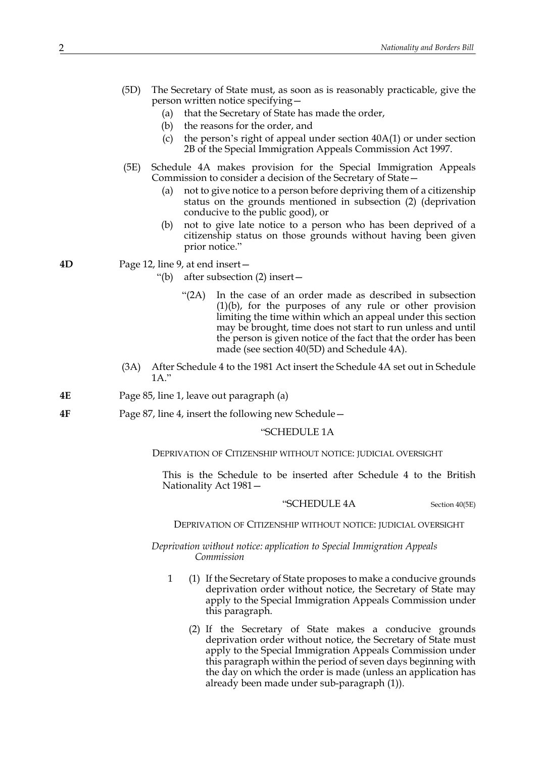(5D) The Secretary of State must, as soon as is reasonably practicable, give the person written notice specifying—

(a) that the Secretary of State has made the order,

(b) the reasons for the order, and

(c) the person's right of appeal under section 40A(1) or under section 2B of the Special Immigration Appeals Commission Act 1997.

(5E) Schedule 4A makes provision for the Special Immigration Appeals Commission to consider a decision of the Secretary of State—

(a) not to give notice to a person before depriving them of a citizenship status on the grounds mentioned in subsection (2) (deprivation conducive to the public good), or

(b) not to give late notice to a person who has been deprived of a citizenship status on those grounds without having been given prior notice."

**4D** Page 12, line 9, at end insert—

"(b) after subsection (2) insert—

"(2A) In the case of an order made as described in subsection (1)(b), for the purposes of any rule or other provision limiting the time within which an appeal under this section may be brought, time does not start to run unless and until the person is given notice of the fact that the order has been made (see section 40(5D) and Schedule 4A).

(3A) After Schedule 4 to the 1981 Act insert the Schedule 4A set out in Schedule 1A."

**4E** Page 85, line 1, leave out paragraph (a)

**4F** Page 87, line 4, insert the following new Schedule—

"SCHEDULE 1A

DEPRIVATION OF CITIZENSHIP WITHOUT NOTICE: JUDICIAL OVERSIGHT

This is the Schedule to be inserted after Schedule 4 to the British Nationality Act 1981—

"SCHEDULE 4A — Section 40(5E)

DEPRIVATION OF CITIZENSHIP WITHOUT NOTICE: JUDICIAL OVERSIGHT

*Deprivation without notice: application to Special Immigration Appeals Commission*

1 (1) If the Secretary of State proposes to make a conducive grounds deprivation order without notice, the Secretary of State may apply to the Special Immigration Appeals Commission under this paragraph.

(2) If the Secretary of State makes a conducive grounds deprivation order without notice, the Secretary of State must apply to the Special Immigration Appeals Commission under this paragraph within the period of seven days beginning with the day on which the order is made (unless an application has already been made under sub-paragraph (1)).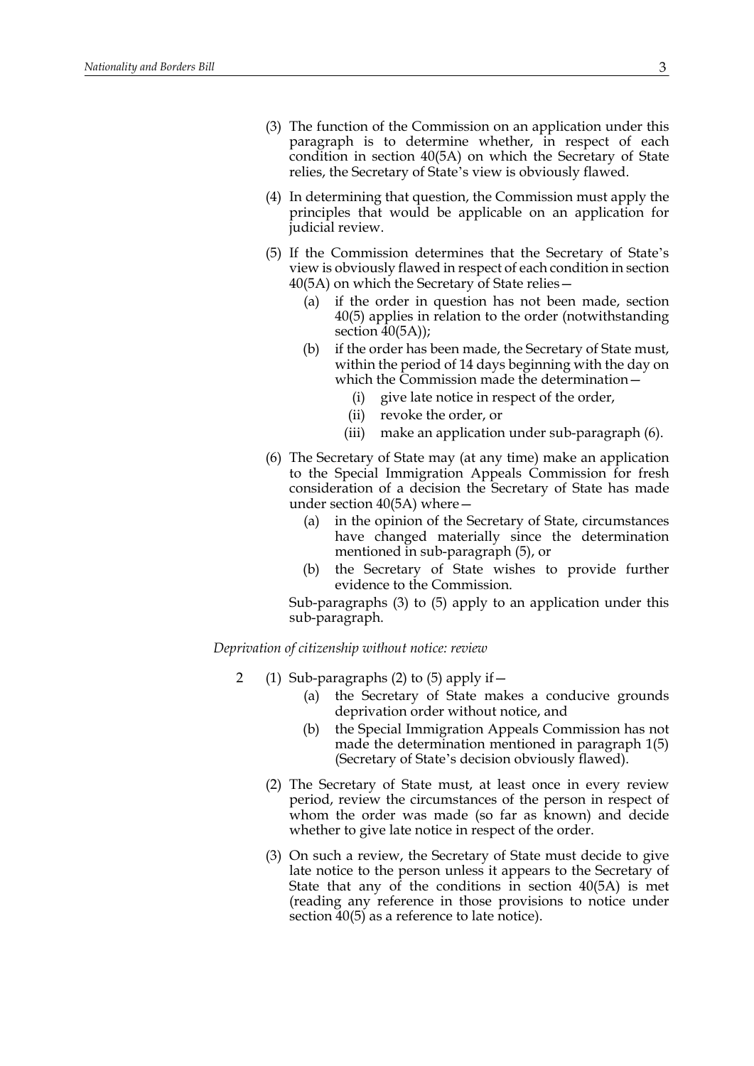(3) The function of the Commission on an application under this paragraph is to determine whether, in respect of each condition in section 40(5A) on which the Secretary of State relies, the Secretary of State's view is obviously flawed.

(4) In determining that question, the Commission must apply the principles that would be applicable on an application for judicial review.

(5) If the Commission determines that the Secretary of State's view is obviously flawed in respect of each condition in section 40(5A) on which the Secretary of State relies—

(a) if the order in question has not been made, section 40(5) applies in relation to the order (notwithstanding section 40(5A));

(b) if the order has been made, the Secretary of State must, within the period of 14 days beginning with the day on which the Commission made the determination—

(i) give late notice in respect of the order,

(ii) revoke the order, or

(iii) make an application under sub-paragraph (6).

(6) The Secretary of State may (at any time) make an application to the Special Immigration Appeals Commission for fresh consideration of a decision the Secretary of State has made under section 40(5A) where—

(a) in the opinion of the Secretary of State, circumstances have changed materially since the determination mentioned in sub-paragraph (5), or

(b) the Secretary of State wishes to provide further evidence to the Commission.

Sub-paragraphs (3) to (5) apply to an application under this sub-paragraph.

*Deprivation of citizenship without notice: review*

2 (1) Sub-paragraphs (2) to (5) apply if—

(a) the Secretary of State makes a conducive grounds deprivation order without notice, and

(b) the Special Immigration Appeals Commission has not made the determination mentioned in paragraph 1(5) (Secretary of State's decision obviously flawed).

(2) The Secretary of State must, at least once in every review period, review the circumstances of the person in respect of whom the order was made (so far as known) and decide whether to give late notice in respect of the order.

(3) On such a review, the Secretary of State must decide to give late notice to the person unless it appears to the Secretary of State that any of the conditions in section 40(5A) is met (reading any reference in those provisions to notice under section 40(5) as a reference to late notice).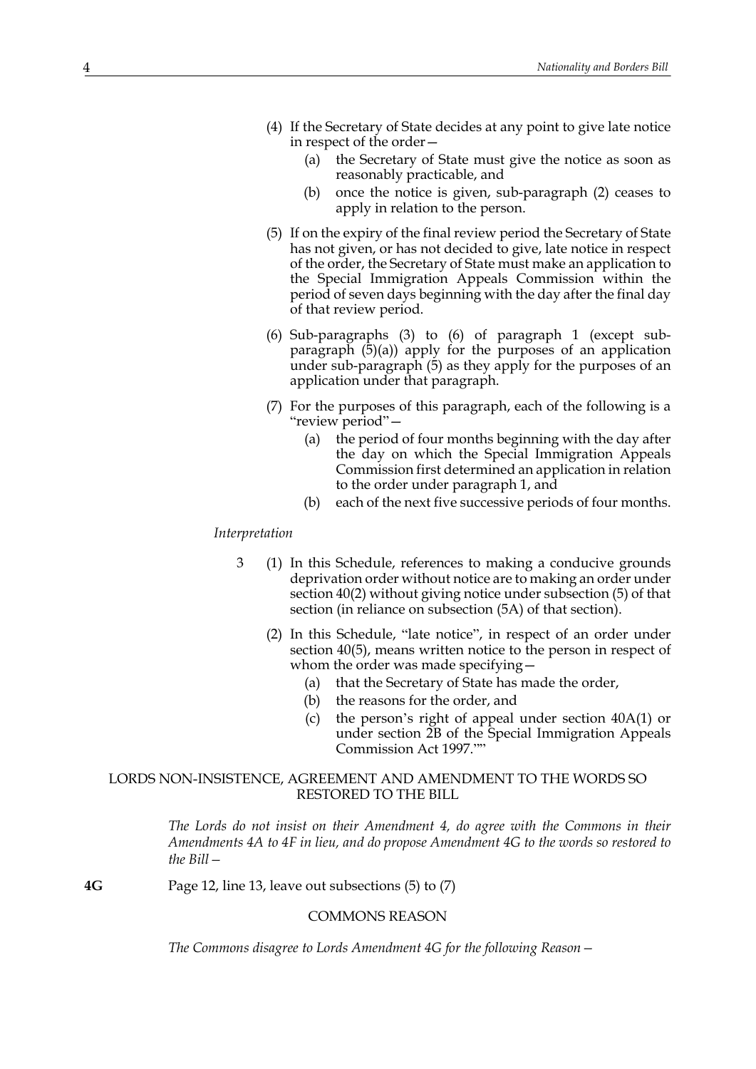(4) If the Secretary of State decides at any point to give late notice in respect of the order—

(a) the Secretary of State must give the notice as soon as reasonably practicable, and

(b) once the notice is given, sub-paragraph (2) ceases to apply in relation to the person.

(5) If on the expiry of the final review period the Secretary of State has not given, or has not decided to give, late notice in respect of the order, the Secretary of State must make an application to the Special Immigration Appeals Commission within the period of seven days beginning with the day after the final day of that review period.

(6) Sub-paragraphs (3) to (6) of paragraph 1 (except sub-paragraph (5)(a)) apply for the purposes of an application under sub-paragraph (5) as they apply for the purposes of an application under that paragraph.

(7) For the purposes of this paragraph, each of the following is a "review period"—

(a) the period of four months beginning with the day after the day on which the Special Immigration Appeals Commission first determined an application in relation to the order under paragraph 1, and

(b) each of the next five successive periods of four months.

*Interpretation*

3 (1) In this Schedule, references to making a conducive grounds deprivation order without notice are to making an order under section 40(2) without giving notice under subsection (5) of that section (in reliance on subsection (5A) of that section).

(2) In this Schedule, "late notice", in respect of an order under section 40(5), means written notice to the person in respect of whom the order was made specifying—

(a) that the Secretary of State has made the order,

(b) the reasons for the order, and

(c) the person's right of appeal under section 40A(1) or under section 2B of the Special Immigration Appeals Commission Act 1997.""

LORDS NON-INSISTENCE, AGREEMENT AND AMENDMENT TO THE WORDS SO RESTORED TO THE BILL

*The Lords do not insist on their Amendment 4, do agree with the Commons in their Amendments 4A to 4F in lieu, and do propose Amendment 4G to the words so restored to the Bill—*

**4G** Page 12, line 13, leave out subsections (5) to (7)

COMMONS REASON

*The Commons disagree to Lords Amendment 4G for the following Reason—*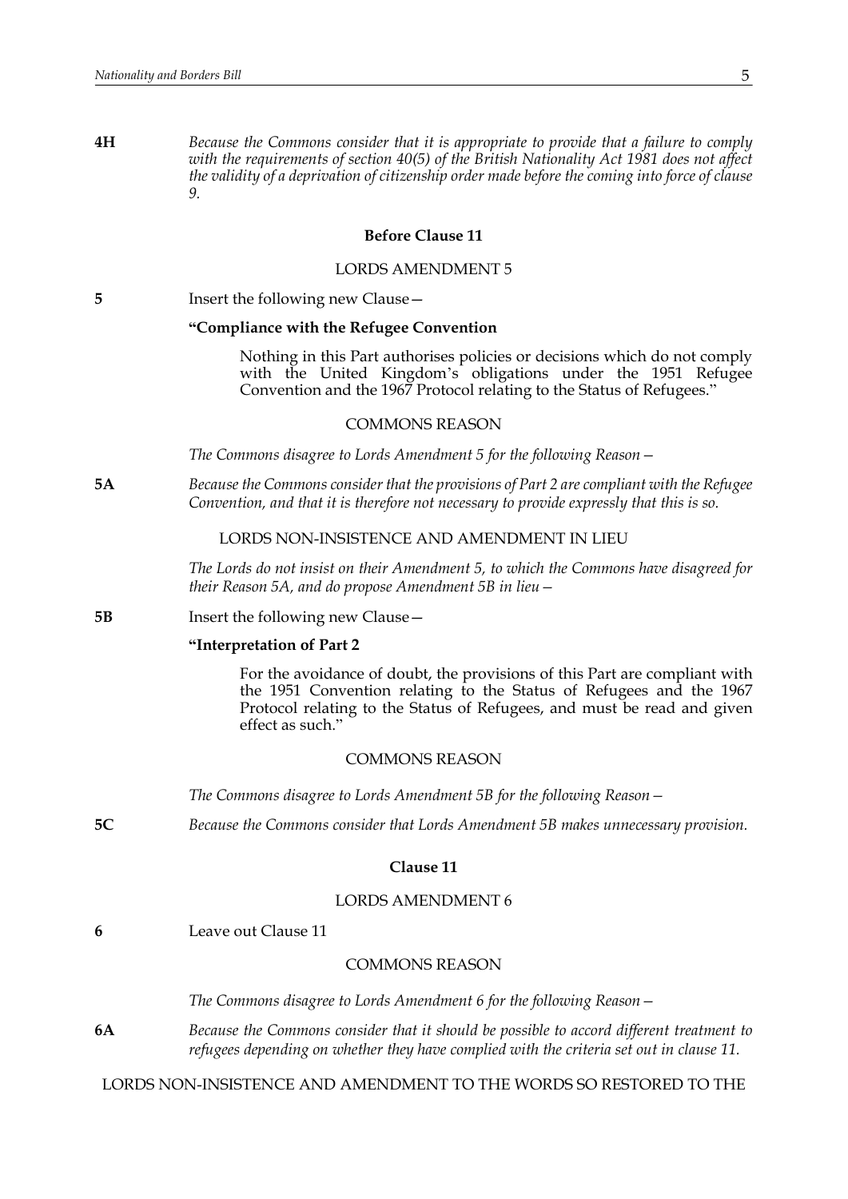**4H** *Because the Commons consider that it is appropriate to provide that a failure to comply with the requirements of section 40(5) of the British Nationality Act 1981 does not affect the validity of a deprivation of citizenship order made before the coming into force of clause 9.*

### Before Clause 11

LORDS AMENDMENT 5

**5** Insert the following new Clause—

**"Compliance with the Refugee Convention**

Nothing in this Part authorises policies or decisions which do not comply with the United Kingdom's obligations under the 1951 Refugee Convention and the 1967 Protocol relating to the Status of Refugees."

COMMONS REASON

*The Commons disagree to Lords Amendment 5 for the following Reason—*

**5A** *Because the Commons consider that the provisions of Part 2 are compliant with the Refugee Convention, and that it is therefore not necessary to provide expressly that this is so.*

LORDS NON-INSISTENCE AND AMENDMENT IN LIEU

*The Lords do not insist on their Amendment 5, to which the Commons have disagreed for their Reason 5A, and do propose Amendment 5B in lieu—*

**5B** Insert the following new Clause—

**"Interpretation of Part 2**

For the avoidance of doubt, the provisions of this Part are compliant with the 1951 Convention relating to the Status of Refugees and the 1967 Protocol relating to the Status of Refugees, and must be read and given effect as such."

COMMONS REASON

*The Commons disagree to Lords Amendment 5B for the following Reason—*

**5C** *Because the Commons consider that Lords Amendment 5B makes unnecessary provision.*

### Clause 11

LORDS AMENDMENT 6

**6** Leave out Clause 11

COMMONS REASON

*The Commons disagree to Lords Amendment 6 for the following Reason—*

**6A** *Because the Commons consider that it should be possible to accord different treatment to refugees depending on whether they have complied with the criteria set out in clause 11.*

LORDS NON-INSISTENCE AND AMENDMENT TO THE WORDS SO RESTORED TO THE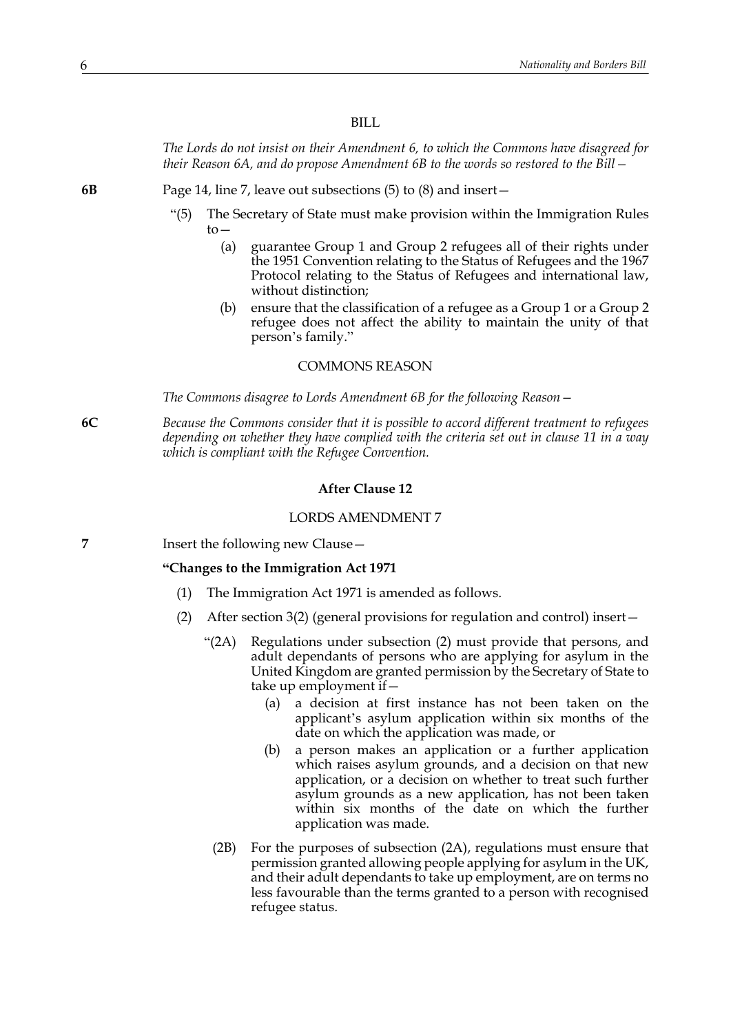BILL

*The Lords do not insist on their Amendment 6, to which the Commons have disagreed for their Reason 6A, and do propose Amendment 6B to the words so restored to the Bill—*

**6B** Page 14, line 7, leave out subsections (5) to (8) and insert—

"(5) The Secretary of State must make provision within the Immigration Rules to—

(a) guarantee Group 1 and Group 2 refugees all of their rights under the 1951 Convention relating to the Status of Refugees and the 1967 Protocol relating to the Status of Refugees and international law, without distinction;

(b) ensure that the classification of a refugee as a Group 1 or a Group 2 refugee does not affect the ability to maintain the unity of that person's family."

COMMONS REASON

*The Commons disagree to Lords Amendment 6B for the following Reason—*

**6C** *Because the Commons consider that it is possible to accord different treatment to refugees depending on whether they have complied with the criteria set out in clause 11 in a way which is compliant with the Refugee Convention.*

**After Clause 12**

LORDS AMENDMENT 7

**7** Insert the following new Clause—

**"Changes to the Immigration Act 1971**

(1) The Immigration Act 1971 is amended as follows.

(2) After section 3(2) (general provisions for regulation and control) insert—

"(2A) Regulations under subsection (2) must provide that persons, and adult dependants of persons who are applying for asylum in the United Kingdom are granted permission by the Secretary of State to take up employment if—

(a) a decision at first instance has not been taken on the applicant's asylum application within six months of the date on which the application was made, or

(b) a person makes an application or a further application which raises asylum grounds, and a decision on that new application, or a decision on whether to treat such further asylum grounds as a new application, has not been taken within six months of the date on which the further application was made.

(2B) For the purposes of subsection (2A), regulations must ensure that permission granted allowing people applying for asylum in the UK, and their adult dependants to take up employment, are on terms no less favourable than the terms granted to a person with recognised refugee status.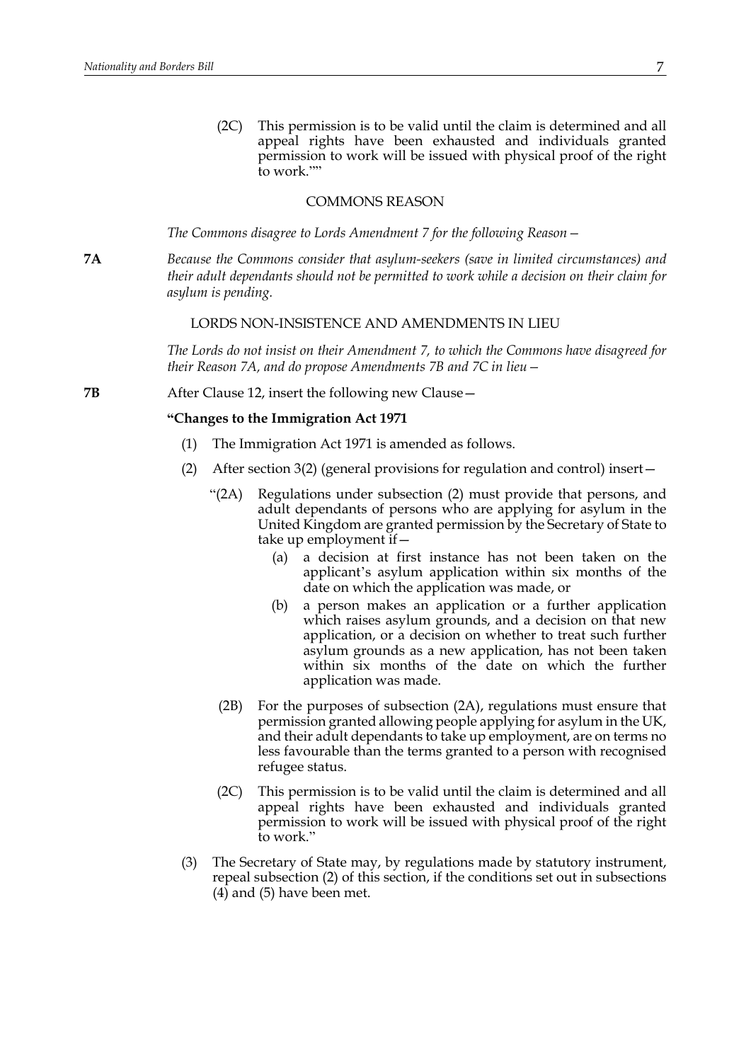(2C) This permission is to be valid until the claim is determined and all appeal rights have been exhausted and individuals granted permission to work will be issued with physical proof of the right to work.""

COMMONS REASON

*The Commons disagree to Lords Amendment 7 for the following Reason—*

**7A** *Because the Commons consider that asylum-seekers (save in limited circumstances) and their adult dependants should not be permitted to work while a decision on their claim for asylum is pending.*

LORDS NON-INSISTENCE AND AMENDMENTS IN LIEU

*The Lords do not insist on their Amendment 7, to which the Commons have disagreed for their Reason 7A, and do propose Amendments 7B and 7C in lieu—*

**7B** After Clause 12, insert the following new Clause—

**"Changes to the Immigration Act 1971**

(1) The Immigration Act 1971 is amended as follows.

(2) After section 3(2) (general provisions for regulation and control) insert—

"(2A) Regulations under subsection (2) must provide that persons, and adult dependants of persons who are applying for asylum in the United Kingdom are granted permission by the Secretary of State to take up employment if—

(a) a decision at first instance has not been taken on the applicant's asylum application within six months of the date on which the application was made, or

(b) a person makes an application or a further application which raises asylum grounds, and a decision on that new application, or a decision on whether to treat such further asylum grounds as a new application, has not been taken within six months of the date on which the further application was made.

(2B) For the purposes of subsection (2A), regulations must ensure that permission granted allowing people applying for asylum in the UK, and their adult dependants to take up employment, are on terms no less favourable than the terms granted to a person with recognised refugee status.

(2C) This permission is to be valid until the claim is determined and all appeal rights have been exhausted and individuals granted permission to work will be issued with physical proof of the right to work."

(3) The Secretary of State may, by regulations made by statutory instrument, repeal subsection (2) of this section, if the conditions set out in subsections (4) and (5) have been met.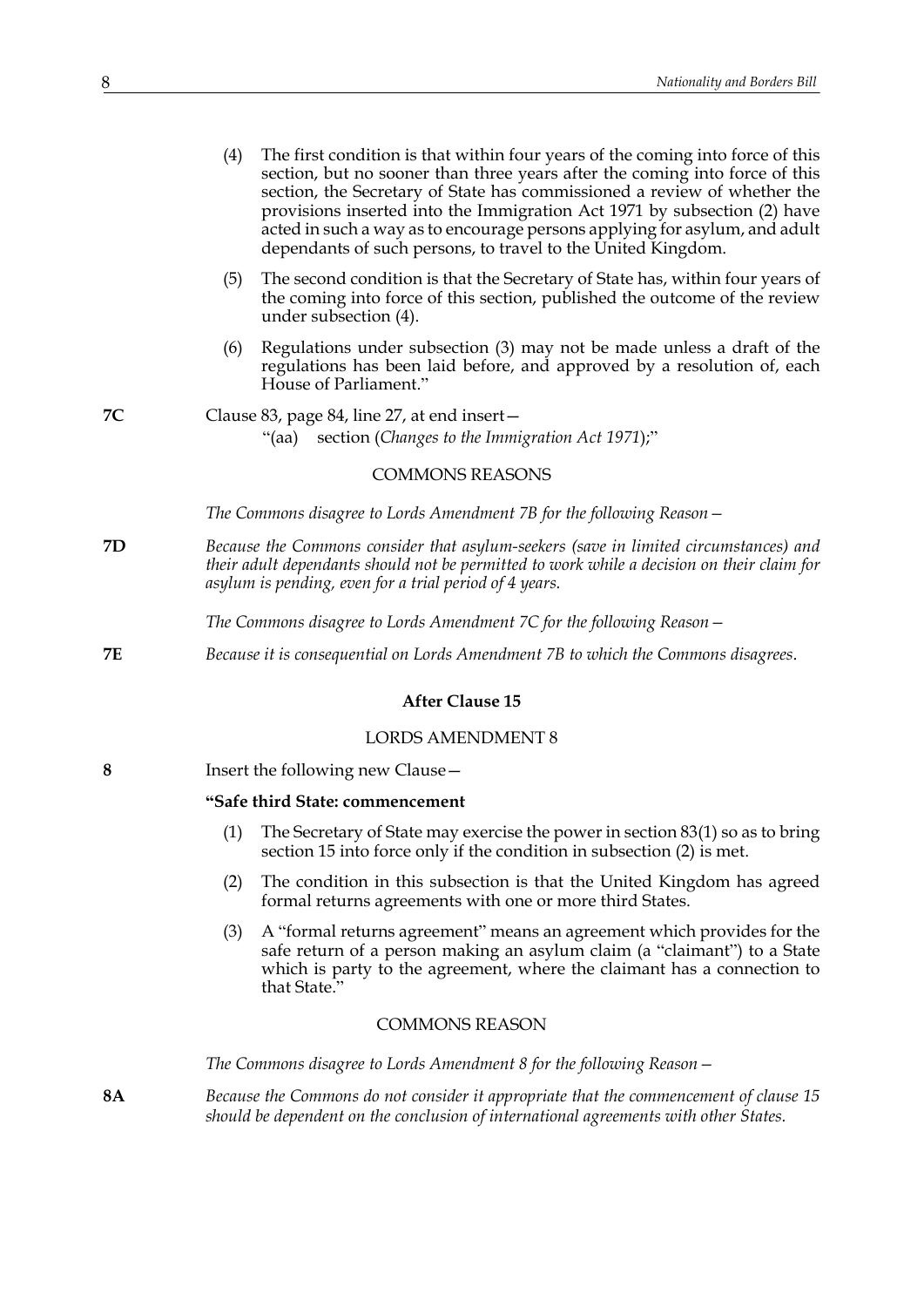(4) The first condition is that within four years of the coming into force of this section, but no sooner than three years after the coming into force of this section, the Secretary of State has commissioned a review of whether the provisions inserted into the Immigration Act 1971 by subsection (2) have acted in such a way as to encourage persons applying for asylum, and adult dependants of such persons, to travel to the United Kingdom.

(5) The second condition is that the Secretary of State has, within four years of the coming into force of this section, published the outcome of the review under subsection (4).

(6) Regulations under subsection (3) may not be made unless a draft of the regulations has been laid before, and approved by a resolution of, each House of Parliament."

**7C** Clause 83, page 84, line 27, at end insert—

"(aa) section (*Changes to the Immigration Act 1971*);"

COMMONS REASONS

*The Commons disagree to Lords Amendment 7B for the following Reason—*

**7D** *Because the Commons consider that asylum-seekers (save in limited circumstances) and their adult dependants should not be permitted to work while a decision on their claim for asylum is pending, even for a trial period of 4 years.*

*The Commons disagree to Lords Amendment 7C for the following Reason—*

**7E** *Because it is consequential on Lords Amendment 7B to which the Commons disagrees.*

### After Clause 15

LORDS AMENDMENT 8

**8** Insert the following new Clause—

**"Safe third State: commencement**

(1) The Secretary of State may exercise the power in section 83(1) so as to bring section 15 into force only if the condition in subsection (2) is met.

(2) The condition in this subsection is that the United Kingdom has agreed formal returns agreements with one or more third States.

(3) A "formal returns agreement" means an agreement which provides for the safe return of a person making an asylum claim (a "claimant") to a State which is party to the agreement, where the claimant has a connection to that State."

COMMONS REASON

*The Commons disagree to Lords Amendment 8 for the following Reason—*

**8A** *Because the Commons do not consider it appropriate that the commencement of clause 15 should be dependent on the conclusion of international agreements with other States.*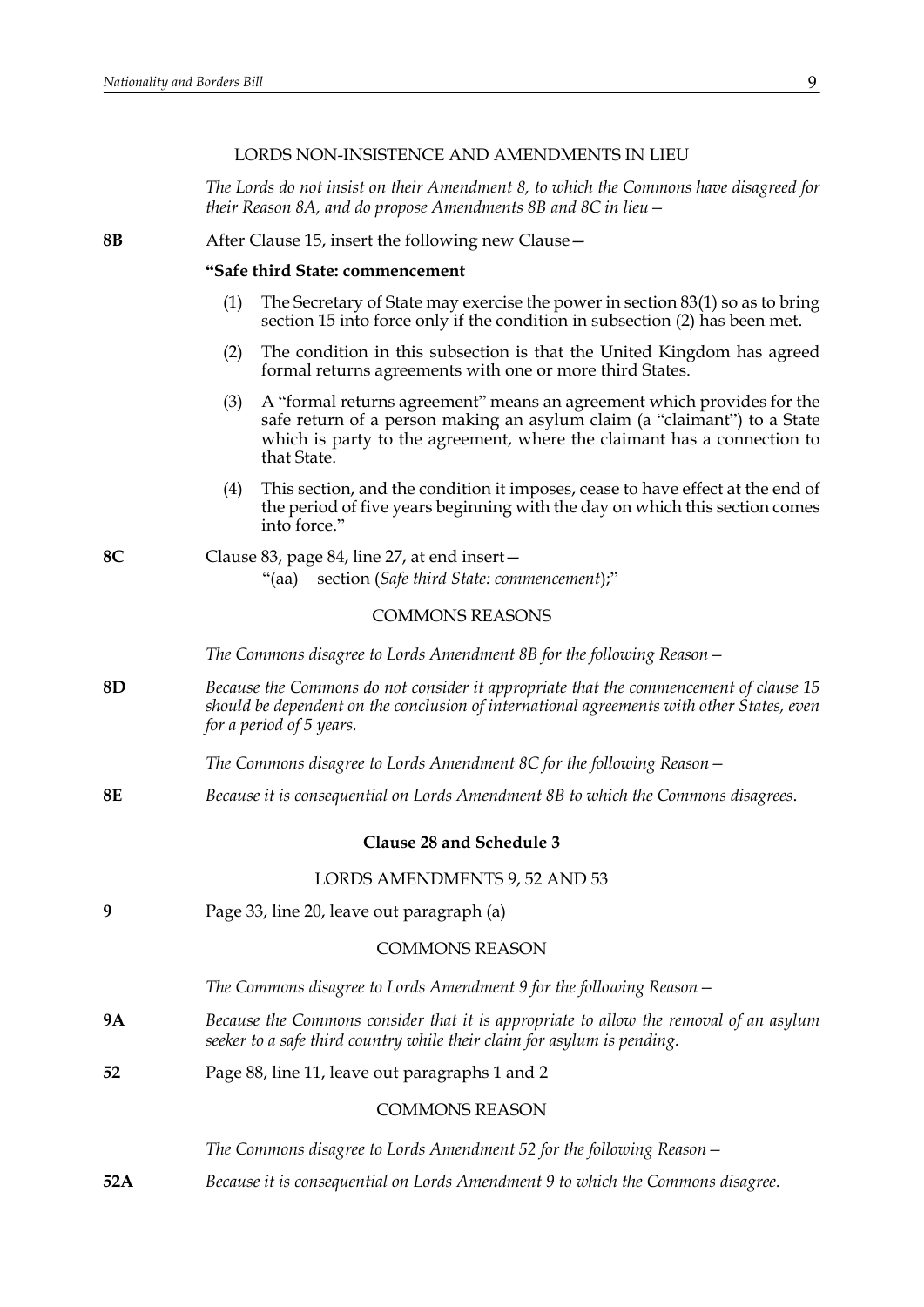LORDS NON-INSISTENCE AND AMENDMENTS IN LIEU

*The Lords do not insist on their Amendment 8, to which the Commons have disagreed for their Reason 8A, and do propose Amendments 8B and 8C in lieu—*

**8B** After Clause 15, insert the following new Clause—

**"Safe third State: commencement**

(1) The Secretary of State may exercise the power in section 83(1) so as to bring section 15 into force only if the condition in subsection (2) has been met.

(2) The condition in this subsection is that the United Kingdom has agreed formal returns agreements with one or more third States.

(3) A "formal returns agreement" means an agreement which provides for the safe return of a person making an asylum claim (a "claimant") to a State which is party to the agreement, where the claimant has a connection to that State.

(4) This section, and the condition it imposes, cease to have effect at the end of the period of five years beginning with the day on which this section comes into force."

**8C** Clause 83, page 84, line 27, at end insert—

"(aa) section (*Safe third State: commencement*);"

COMMONS REASONS

*The Commons disagree to Lords Amendment 8B for the following Reason—*

**8D** *Because the Commons do not consider it appropriate that the commencement of clause 15 should be dependent on the conclusion of international agreements with other States, even for a period of 5 years.*

*The Commons disagree to Lords Amendment 8C for the following Reason—*

**8E** *Because it is consequential on Lords Amendment 8B to which the Commons disagrees.*

## Clause 28 and Schedule 3

LORDS AMENDMENTS 9, 52 AND 53

**9** Page 33, line 20, leave out paragraph (a)

COMMONS REASON

*The Commons disagree to Lords Amendment 9 for the following Reason—*

**9A** *Because the Commons consider that it is appropriate to allow the removal of an asylum seeker to a safe third country while their claim for asylum is pending.*

**52** Page 88, line 11, leave out paragraphs 1 and 2

COMMONS REASON

*The Commons disagree to Lords Amendment 52 for the following Reason—*

**52A** *Because it is consequential on Lords Amendment 9 to which the Commons disagree.*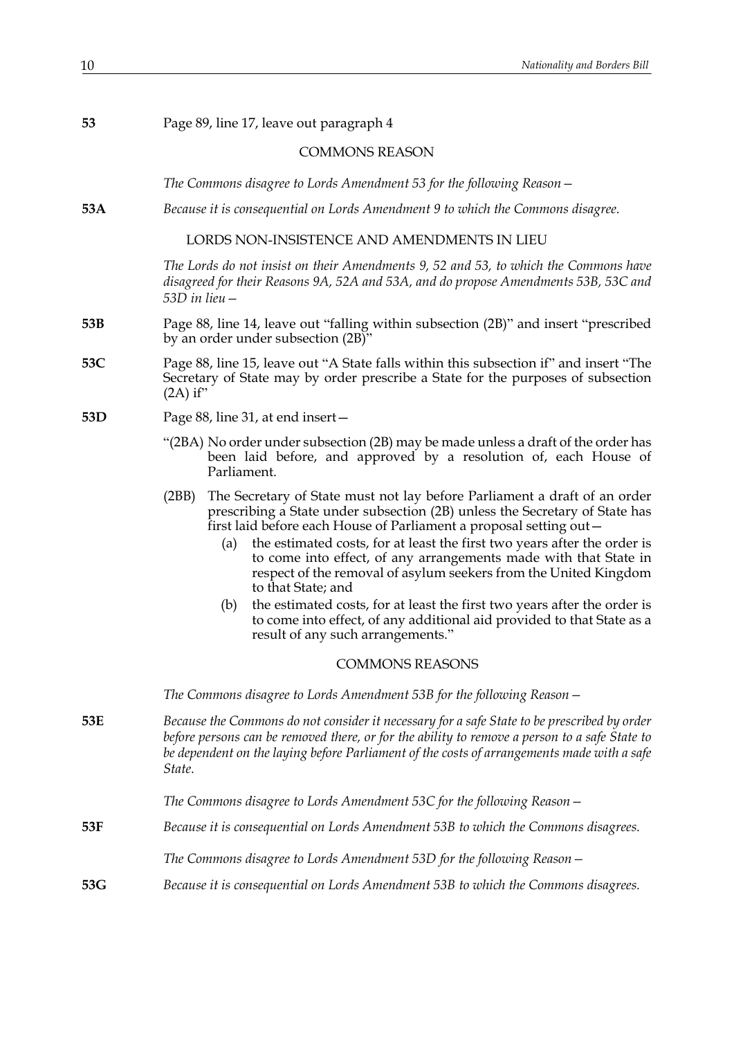**53** Page 89, line 17, leave out paragraph 4

COMMONS REASON

*The Commons disagree to Lords Amendment 53 for the following Reason—*

**53A** *Because it is consequential on Lords Amendment 9 to which the Commons disagree.*

LORDS NON-INSISTENCE AND AMENDMENTS IN LIEU

*The Lords do not insist on their Amendments 9, 52 and 53, to which the Commons have disagreed for their Reasons 9A, 52A and 53A, and do propose Amendments 53B, 53C and 53D in lieu—*

**53B** Page 88, line 14, leave out "falling within subsection (2B)" and insert "prescribed by an order under subsection (2B)"

**53C** Page 88, line 15, leave out "A State falls within this subsection if" and insert "The Secretary of State may by order prescribe a State for the purposes of subsection (2A) if"

**53D** Page 88, line 31, at end insert—

"(2BA) No order under subsection (2B) may be made unless a draft of the order has been laid before, and approved by a resolution of, each House of Parliament.

(2BB) The Secretary of State must not lay before Parliament a draft of an order prescribing a State under subsection (2B) unless the Secretary of State has first laid before each House of Parliament a proposal setting out—

(a) the estimated costs, for at least the first two years after the order is to come into effect, of any arrangements made with that State in respect of the removal of asylum seekers from the United Kingdom to that State; and

(b) the estimated costs, for at least the first two years after the order is to come into effect, of any additional aid provided to that State as a result of any such arrangements."

COMMONS REASONS

*The Commons disagree to Lords Amendment 53B for the following Reason—*

**53E** *Because the Commons do not consider it necessary for a safe State to be prescribed by order before persons can be removed there, or for the ability to remove a person to a safe State to be dependent on the laying before Parliament of the costs of arrangements made with a safe State.*

*The Commons disagree to Lords Amendment 53C for the following Reason—*

**53F** *Because it is consequential on Lords Amendment 53B to which the Commons disagrees.*

*The Commons disagree to Lords Amendment 53D for the following Reason—*

**53G** *Because it is consequential on Lords Amendment 53B to which the Commons disagrees.*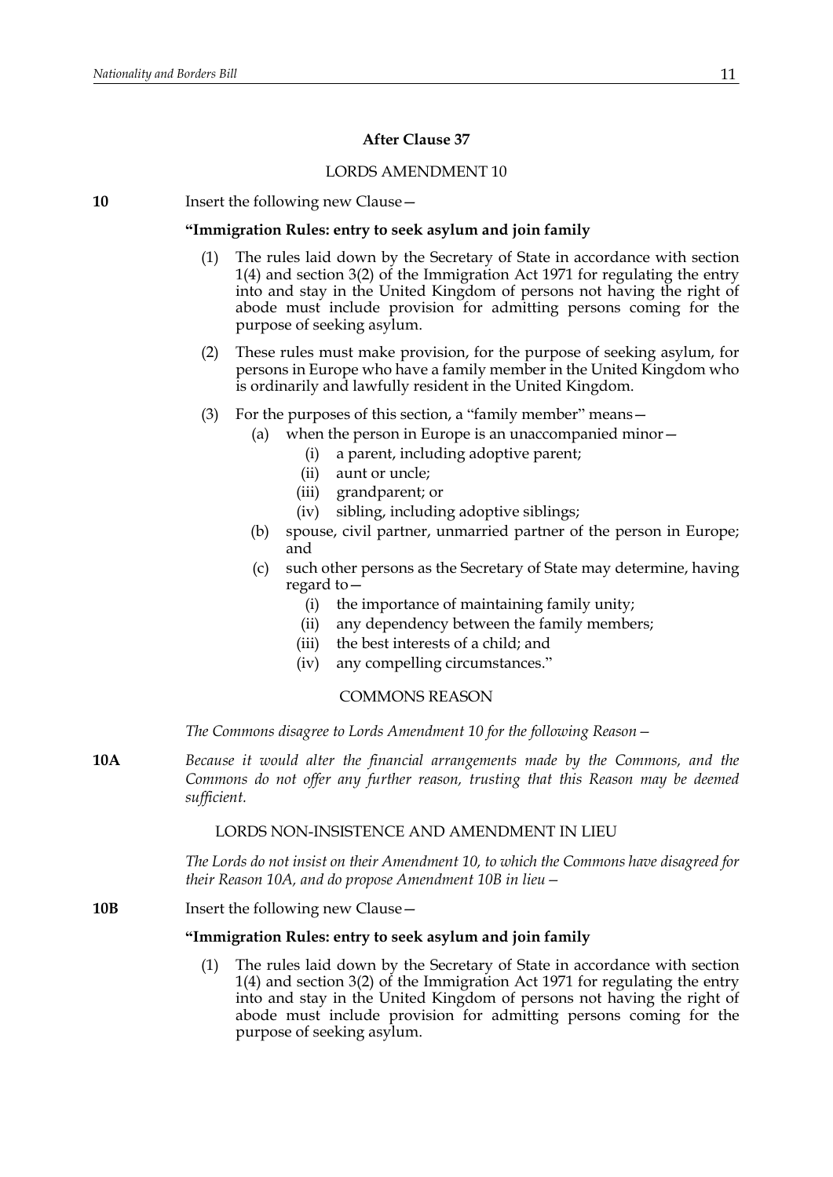**After Clause 37**

LORDS AMENDMENT 10

**10** Insert the following new Clause—

**"Immigration Rules: entry to seek asylum and join family**

(1) The rules laid down by the Secretary of State in accordance with section 1(4) and section 3(2) of the Immigration Act 1971 for regulating the entry into and stay in the United Kingdom of persons not having the right of abode must include provision for admitting persons coming for the purpose of seeking asylum.

(2) These rules must make provision, for the purpose of seeking asylum, for persons in Europe who have a family member in the United Kingdom who is ordinarily and lawfully resident in the United Kingdom.

(3) For the purposes of this section, a "family member" means—

- (a) when the person in Europe is an unaccompanied minor—
  - (i) a parent, including adoptive parent;
  - (ii) aunt or uncle;
  - (iii) grandparent; or
  - (iv) sibling, including adoptive siblings;
- (b) spouse, civil partner, unmarried partner of the person in Europe; and
- (c) such other persons as the Secretary of State may determine, having regard to—
  - (i) the importance of maintaining family unity;
  - (ii) any dependency between the family members;
  - (iii) the best interests of a child; and
  - (iv) any compelling circumstances."

COMMONS REASON

*The Commons disagree to Lords Amendment 10 for the following Reason—*

**10A** *Because it would alter the financial arrangements made by the Commons, and the Commons do not offer any further reason, trusting that this Reason may be deemed sufficient.*

LORDS NON-INSISTENCE AND AMENDMENT IN LIEU

*The Lords do not insist on their Amendment 10, to which the Commons have disagreed for their Reason 10A, and do propose Amendment 10B in lieu—*

**10B** Insert the following new Clause—

**"Immigration Rules: entry to seek asylum and join family**

(1) The rules laid down by the Secretary of State in accordance with section 1(4) and section 3(2) of the Immigration Act 1971 for regulating the entry into and stay in the United Kingdom of persons not having the right of abode must include provision for admitting persons coming for the purpose of seeking asylum.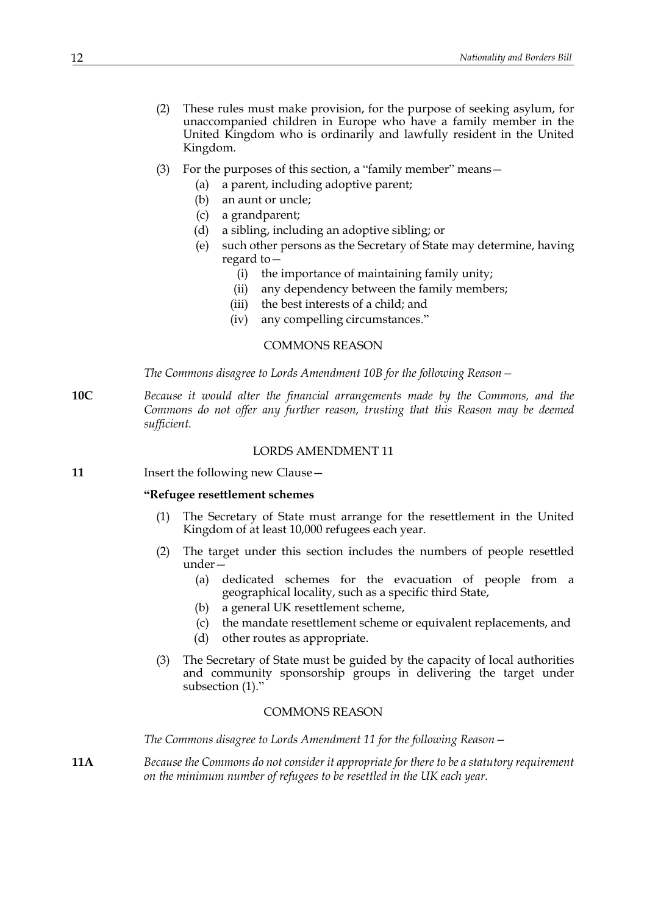(2) These rules must make provision, for the purpose of seeking asylum, for unaccompanied children in Europe who have a family member in the United Kingdom who is ordinarily and lawfully resident in the United Kingdom.

(3) For the purposes of this section, a "family member" means—

- (a) a parent, including adoptive parent;
- (b) an aunt or uncle;
- (c) a grandparent;
- (d) a sibling, including an adoptive sibling; or
- (e) such other persons as the Secretary of State may determine, having regard to—
  - (i) the importance of maintaining family unity;
  - (ii) any dependency between the family members;
  - (iii) the best interests of a child; and
  - (iv) any compelling circumstances."

COMMONS REASON

*The Commons disagree to Lords Amendment 10B for the following Reason—*

**10C** *Because it would alter the financial arrangements made by the Commons, and the Commons do not offer any further reason, trusting that this Reason may be deemed sufficient.*

LORDS AMENDMENT 11

**11** Insert the following new Clause—

**"Refugee resettlement schemes**

(1) The Secretary of State must arrange for the resettlement in the United Kingdom of at least 10,000 refugees each year.

(2) The target under this section includes the numbers of people resettled under—

- (a) dedicated schemes for the evacuation of people from a geographical locality, such as a specific third State,
- (b) a general UK resettlement scheme,
- (c) the mandate resettlement scheme or equivalent replacements, and
- (d) other routes as appropriate.

(3) The Secretary of State must be guided by the capacity of local authorities and community sponsorship groups in delivering the target under subsection (1)."

COMMONS REASON

*The Commons disagree to Lords Amendment 11 for the following Reason—*

**11A** *Because the Commons do not consider it appropriate for there to be a statutory requirement on the minimum number of refugees to be resettled in the UK each year.*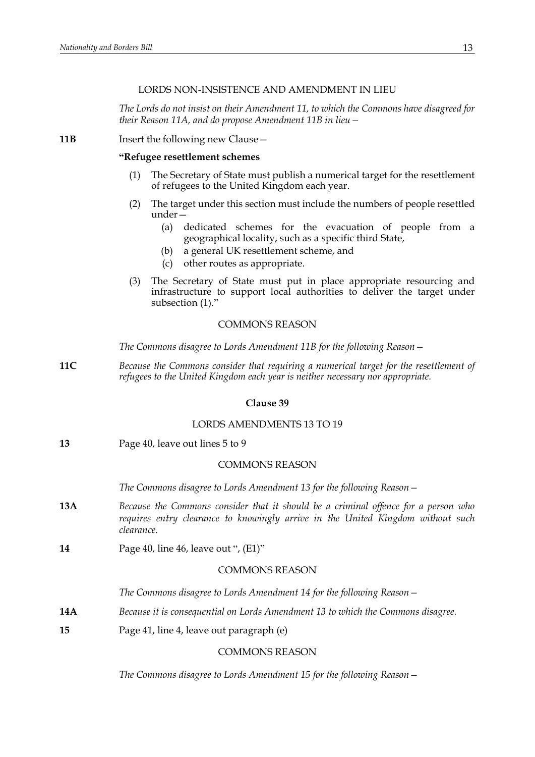LORDS NON-INSISTENCE AND AMENDMENT IN LIEU

*The Lords do not insist on their Amendment 11, to which the Commons have disagreed for their Reason 11A, and do propose Amendment 11B in lieu—*

**11B** Insert the following new Clause—

**"Refugee resettlement schemes**

(1) The Secretary of State must publish a numerical target for the resettlement of refugees to the United Kingdom each year.

(2) The target under this section must include the numbers of people resettled under—

(a) dedicated schemes for the evacuation of people from a geographical locality, such as a specific third State,

(b) a general UK resettlement scheme, and

(c) other routes as appropriate.

(3) The Secretary of State must put in place appropriate resourcing and infrastructure to support local authorities to deliver the target under subsection (1)."

COMMONS REASON

*The Commons disagree to Lords Amendment 11B for the following Reason—*

**11C** *Because the Commons consider that requiring a numerical target for the resettlement of refugees to the United Kingdom each year is neither necessary nor appropriate.*

**Clause 39**

LORDS AMENDMENTS 13 TO 19

**13** Page 40, leave out lines 5 to 9

COMMONS REASON

*The Commons disagree to Lords Amendment 13 for the following Reason—*

**13A** *Because the Commons consider that it should be a criminal offence for a person who requires entry clearance to knowingly arrive in the United Kingdom without such clearance.*

**14** Page 40, line 46, leave out ", (E1)"

COMMONS REASON

*The Commons disagree to Lords Amendment 14 for the following Reason—*

**14A** *Because it is consequential on Lords Amendment 13 to which the Commons disagree.*

**15** Page 41, line 4, leave out paragraph (e)

COMMONS REASON

*The Commons disagree to Lords Amendment 15 for the following Reason—*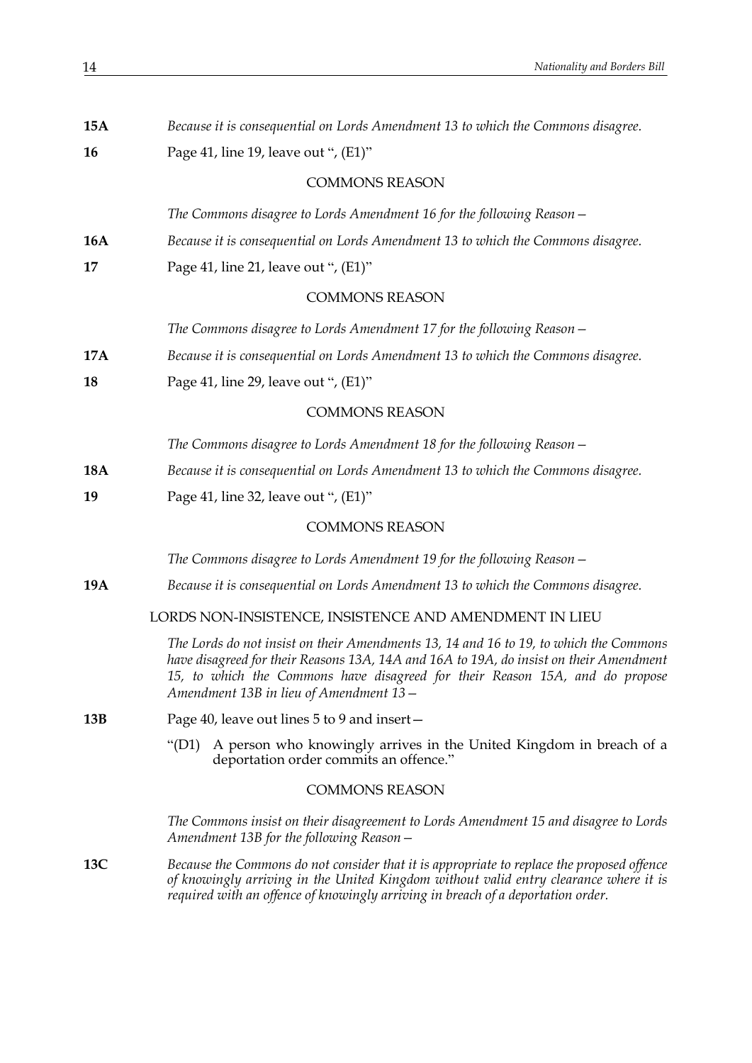**15A** *Because it is consequential on Lords Amendment 13 to which the Commons disagree.*

**16** Page 41, line 19, leave out ", (E1)"

COMMONS REASON

*The Commons disagree to Lords Amendment 16 for the following Reason—*

**16A** *Because it is consequential on Lords Amendment 13 to which the Commons disagree.*

**17** Page 41, line 21, leave out ", (E1)"

COMMONS REASON

*The Commons disagree to Lords Amendment 17 for the following Reason—*

**17A** *Because it is consequential on Lords Amendment 13 to which the Commons disagree.*

**18** Page 41, line 29, leave out ", (E1)"

COMMONS REASON

*The Commons disagree to Lords Amendment 18 for the following Reason—*

**18A** *Because it is consequential on Lords Amendment 13 to which the Commons disagree.*

**19** Page 41, line 32, leave out ", (E1)"

COMMONS REASON

*The Commons disagree to Lords Amendment 19 for the following Reason—*

**19A** *Because it is consequential on Lords Amendment 13 to which the Commons disagree.*

LORDS NON-INSISTENCE, INSISTENCE AND AMENDMENT IN LIEU

*The Lords do not insist on their Amendments 13, 14 and 16 to 19, to which the Commons have disagreed for their Reasons 13A, 14A and 16A to 19A, do insist on their Amendment 15, to which the Commons have disagreed for their Reason 15A, and do propose Amendment 13B in lieu of Amendment 13—*

**13B** Page 40, leave out lines 5 to 9 and insert—

"(D1) A person who knowingly arrives in the United Kingdom in breach of a deportation order commits an offence."

COMMONS REASON

*The Commons insist on their disagreement to Lords Amendment 15 and disagree to Lords Amendment 13B for the following Reason—*

**13C** *Because the Commons do not consider that it is appropriate to replace the proposed offence of knowingly arriving in the United Kingdom without valid entry clearance where it is required with an offence of knowingly arriving in breach of a deportation order.*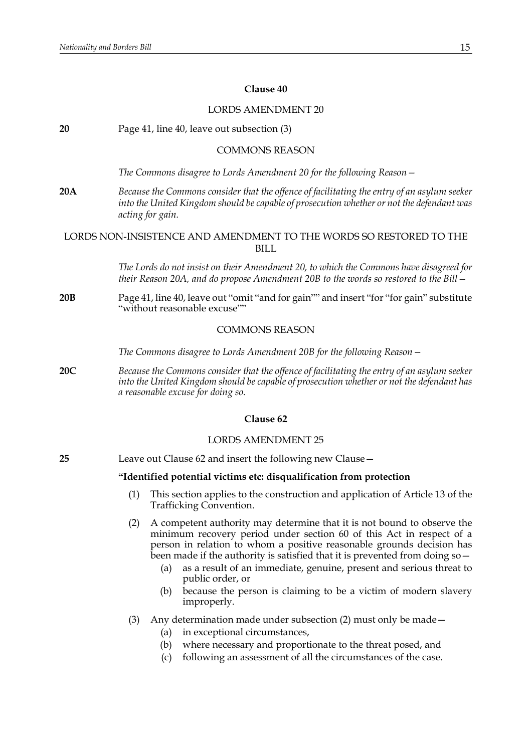**Clause 40**

LORDS AMENDMENT 20

**20** Page 41, line 40, leave out subsection (3)

COMMONS REASON

*The Commons disagree to Lords Amendment 20 for the following Reason—*

**20A** *Because the Commons consider that the offence of facilitating the entry of an asylum seeker into the United Kingdom should be capable of prosecution whether or not the defendant was acting for gain.*

LORDS NON-INSISTENCE AND AMENDMENT TO THE WORDS SO RESTORED TO THE BILL

*The Lords do not insist on their Amendment 20, to which the Commons have disagreed for their Reason 20A, and do propose Amendment 20B to the words so restored to the Bill—*

**20B** Page 41, line 40, leave out "omit "and for gain"" and insert "for "for gain" substitute "without reasonable excuse""

COMMONS REASON

*The Commons disagree to Lords Amendment 20B for the following Reason—*

**20C** *Because the Commons consider that the offence of facilitating the entry of an asylum seeker into the United Kingdom should be capable of prosecution whether or not the defendant has a reasonable excuse for doing so.*

**Clause 62**

LORDS AMENDMENT 25

**25** Leave out Clause 62 and insert the following new Clause—

**"Identified potential victims etc: disqualification from protection**

(1) This section applies to the construction and application of Article 13 of the Trafficking Convention.

(2) A competent authority may determine that it is not bound to observe the minimum recovery period under section 60 of this Act in respect of a person in relation to whom a positive reasonable grounds decision has been made if the authority is satisfied that it is prevented from doing so—

(a) as a result of an immediate, genuine, present and serious threat to public order, or

(b) because the person is claiming to be a victim of modern slavery improperly.

(3) Any determination made under subsection (2) must only be made—

(a) in exceptional circumstances,

(b) where necessary and proportionate to the threat posed, and

(c) following an assessment of all the circumstances of the case.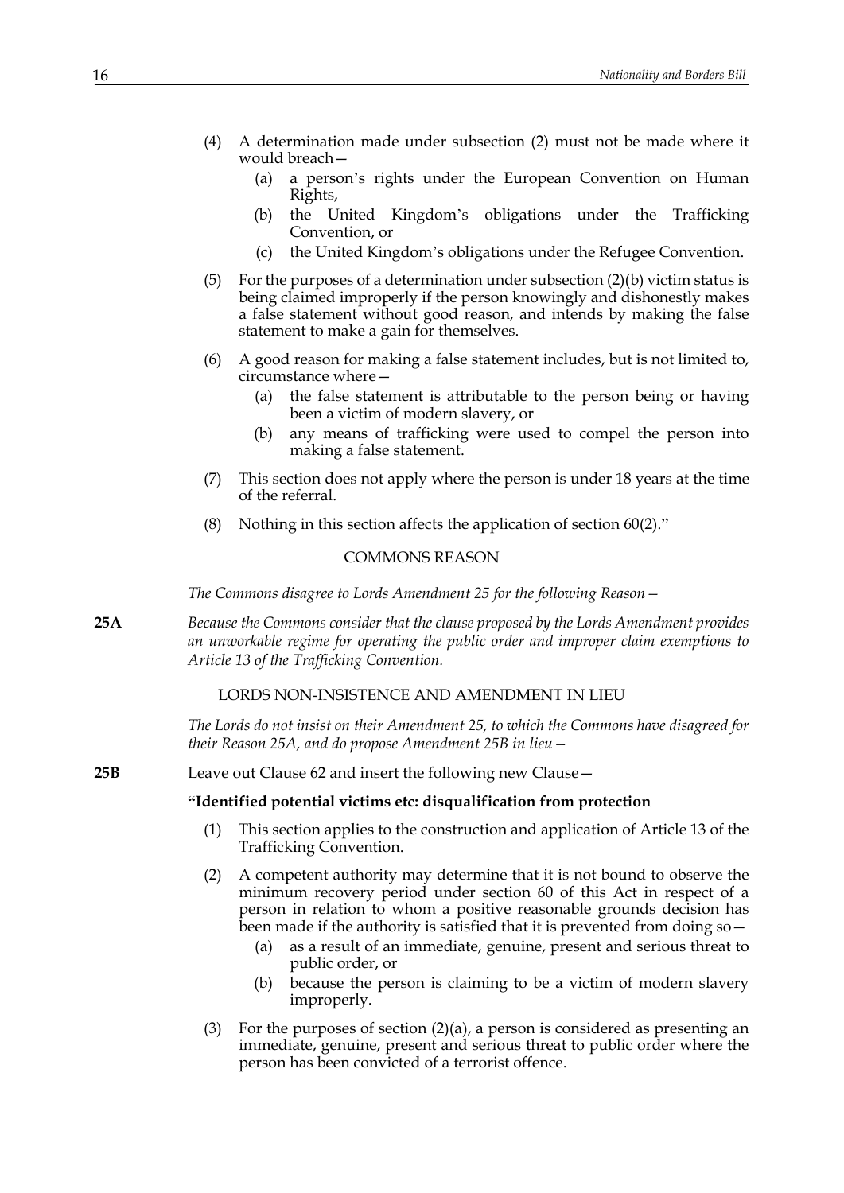(4) A determination made under subsection (2) must not be made where it would breach—

   (a) a person's rights under the European Convention on Human Rights,

   (b) the United Kingdom's obligations under the Trafficking Convention, or

   (c) the United Kingdom's obligations under the Refugee Convention.

(5) For the purposes of a determination under subsection (2)(b) victim status is being claimed improperly if the person knowingly and dishonestly makes a false statement without good reason, and intends by making the false statement to make a gain for themselves.

(6) A good reason for making a false statement includes, but is not limited to, circumstance where—

   (a) the false statement is attributable to the person being or having been a victim of modern slavery, or

   (b) any means of trafficking were used to compel the person into making a false statement.

(7) This section does not apply where the person is under 18 years at the time of the referral.

(8) Nothing in this section affects the application of section 60(2)."

COMMONS REASON

*The Commons disagree to Lords Amendment 25 for the following Reason—*

**25A** *Because the Commons consider that the clause proposed by the Lords Amendment provides an unworkable regime for operating the public order and improper claim exemptions to Article 13 of the Trafficking Convention.*

LORDS NON-INSISTENCE AND AMENDMENT IN LIEU

*The Lords do not insist on their Amendment 25, to which the Commons have disagreed for their Reason 25A, and do propose Amendment 25B in lieu—*

**25B** Leave out Clause 62 and insert the following new Clause—

**"Identified potential victims etc: disqualification from protection**

(1) This section applies to the construction and application of Article 13 of the Trafficking Convention.

(2) A competent authority may determine that it is not bound to observe the minimum recovery period under section 60 of this Act in respect of a person in relation to whom a positive reasonable grounds decision has been made if the authority is satisfied that it is prevented from doing so—

   (a) as a result of an immediate, genuine, present and serious threat to public order, or

   (b) because the person is claiming to be a victim of modern slavery improperly.

(3) For the purposes of section (2)(a), a person is considered as presenting an immediate, genuine, present and serious threat to public order where the person has been convicted of a terrorist offence.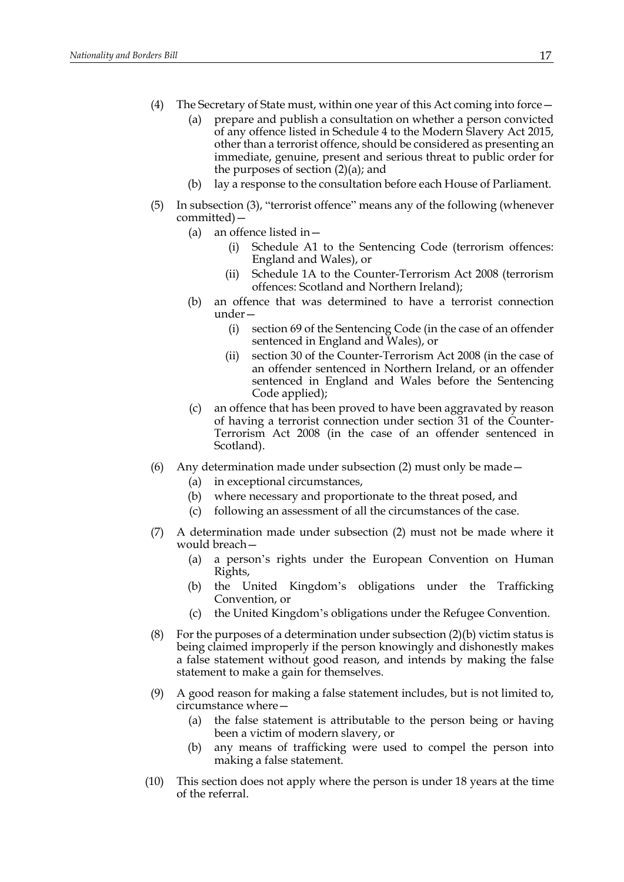(4) The Secretary of State must, within one year of this Act coming into force—

  (a) prepare and publish a consultation on whether a person convicted of any offence listed in Schedule 4 to the Modern Slavery Act 2015, other than a terrorist offence, should be considered as presenting an immediate, genuine, present and serious threat to public order for the purposes of section (2)(a); and

  (b) lay a response to the consultation before each House of Parliament.

(5) In subsection (3), "terrorist offence" means any of the following (whenever committed)—

  (a) an offence listed in—

    (i) Schedule A1 to the Sentencing Code (terrorism offences: England and Wales), or

    (ii) Schedule 1A to the Counter-Terrorism Act 2008 (terrorism offences: Scotland and Northern Ireland);

  (b) an offence that was determined to have a terrorist connection under—

    (i) section 69 of the Sentencing Code (in the case of an offender sentenced in England and Wales), or

    (ii) section 30 of the Counter-Terrorism Act 2008 (in the case of an offender sentenced in Northern Ireland, or an offender sentenced in England and Wales before the Sentencing Code applied);

  (c) an offence that has been proved to have been aggravated by reason of having a terrorist connection under section 31 of the Counter-Terrorism Act 2008 (in the case of an offender sentenced in Scotland).

(6) Any determination made under subsection (2) must only be made—

  (a) in exceptional circumstances,

  (b) where necessary and proportionate to the threat posed, and

  (c) following an assessment of all the circumstances of the case.

(7) A determination made under subsection (2) must not be made where it would breach—

  (a) a person's rights under the European Convention on Human Rights,

  (b) the United Kingdom's obligations under the Trafficking Convention, or

  (c) the United Kingdom's obligations under the Refugee Convention.

(8) For the purposes of a determination under subsection (2)(b) victim status is being claimed improperly if the person knowingly and dishonestly makes a false statement without good reason, and intends by making the false statement to make a gain for themselves.

(9) A good reason for making a false statement includes, but is not limited to, circumstance where—

  (a) the false statement is attributable to the person being or having been a victim of modern slavery, or

  (b) any means of trafficking were used to compel the person into making a false statement.

(10) This section does not apply where the person is under 18 years at the time of the referral.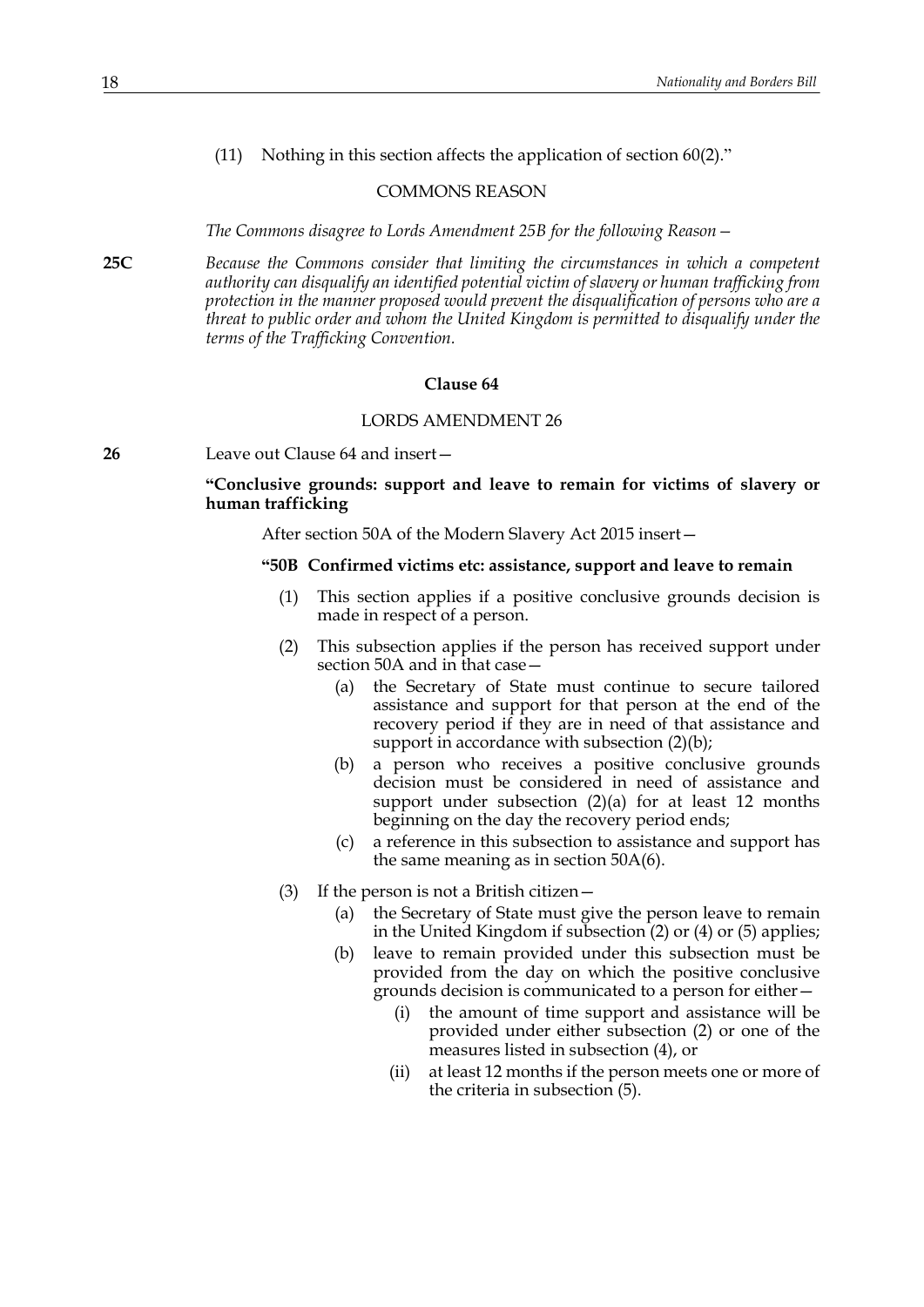(11) Nothing in this section affects the application of section 60(2)."

COMMONS REASON

*The Commons disagree to Lords Amendment 25B for the following Reason—*

**25C** *Because the Commons consider that limiting the circumstances in which a competent authority can disqualify an identified potential victim of slavery or human trafficking from protection in the manner proposed would prevent the disqualification of persons who are a threat to public order and whom the United Kingdom is permitted to disqualify under the terms of the Trafficking Convention.*

**Clause 64**

LORDS AMENDMENT 26

**26** Leave out Clause 64 and insert—

**"Conclusive grounds: support and leave to remain for victims of slavery or human trafficking**

After section 50A of the Modern Slavery Act 2015 insert—

**"50B Confirmed victims etc: assistance, support and leave to remain**

(1) This section applies if a positive conclusive grounds decision is made in respect of a person.

(2) This subsection applies if the person has received support under section 50A and in that case—

(a) the Secretary of State must continue to secure tailored assistance and support for that person at the end of the recovery period if they are in need of that assistance and support in accordance with subsection (2)(b);

(b) a person who receives a positive conclusive grounds decision must be considered in need of assistance and support under subsection (2)(a) for at least 12 months beginning on the day the recovery period ends;

(c) a reference in this subsection to assistance and support has the same meaning as in section 50A(6).

(3) If the person is not a British citizen—

(a) the Secretary of State must give the person leave to remain in the United Kingdom if subsection (2) or (4) or (5) applies;

(b) leave to remain provided under this subsection must be provided from the day on which the positive conclusive grounds decision is communicated to a person for either—

(i) the amount of time support and assistance will be provided under either subsection (2) or one of the measures listed in subsection (4), or

(ii) at least 12 months if the person meets one or more of the criteria in subsection (5).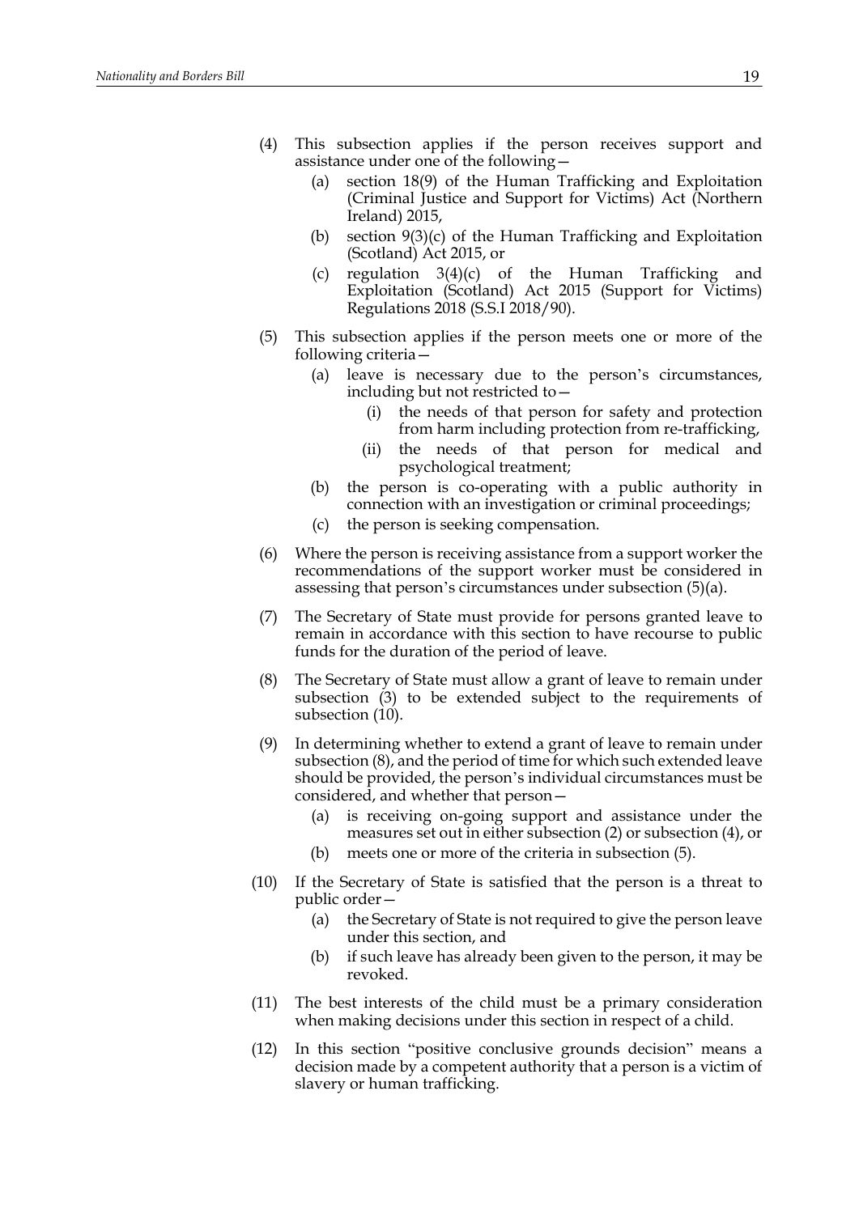(4) This subsection applies if the person receives support and assistance under one of the following—

   (a) section 18(9) of the Human Trafficking and Exploitation (Criminal Justice and Support for Victims) Act (Northern Ireland) 2015,

   (b) section 9(3)(c) of the Human Trafficking and Exploitation (Scotland) Act 2015, or

   (c) regulation 3(4)(c) of the Human Trafficking and Exploitation (Scotland) Act 2015 (Support for Victims) Regulations 2018 (S.S.I 2018/90).

(5) This subsection applies if the person meets one or more of the following criteria—

   (a) leave is necessary due to the person's circumstances, including but not restricted to—

      (i) the needs of that person for safety and protection from harm including protection from re-trafficking,

      (ii) the needs of that person for medical and psychological treatment;

   (b) the person is co-operating with a public authority in connection with an investigation or criminal proceedings;

   (c) the person is seeking compensation.

(6) Where the person is receiving assistance from a support worker the recommendations of the support worker must be considered in assessing that person's circumstances under subsection (5)(a).

(7) The Secretary of State must provide for persons granted leave to remain in accordance with this section to have recourse to public funds for the duration of the period of leave.

(8) The Secretary of State must allow a grant of leave to remain under subsection (3) to be extended subject to the requirements of subsection (10).

(9) In determining whether to extend a grant of leave to remain under subsection (8), and the period of time for which such extended leave should be provided, the person's individual circumstances must be considered, and whether that person—

   (a) is receiving on-going support and assistance under the measures set out in either subsection (2) or subsection (4), or

   (b) meets one or more of the criteria in subsection (5).

(10) If the Secretary of State is satisfied that the person is a threat to public order—

   (a) the Secretary of State is not required to give the person leave under this section, and

   (b) if such leave has already been given to the person, it may be revoked.

(11) The best interests of the child must be a primary consideration when making decisions under this section in respect of a child.

(12) In this section "positive conclusive grounds decision" means a decision made by a competent authority that a person is a victim of slavery or human trafficking.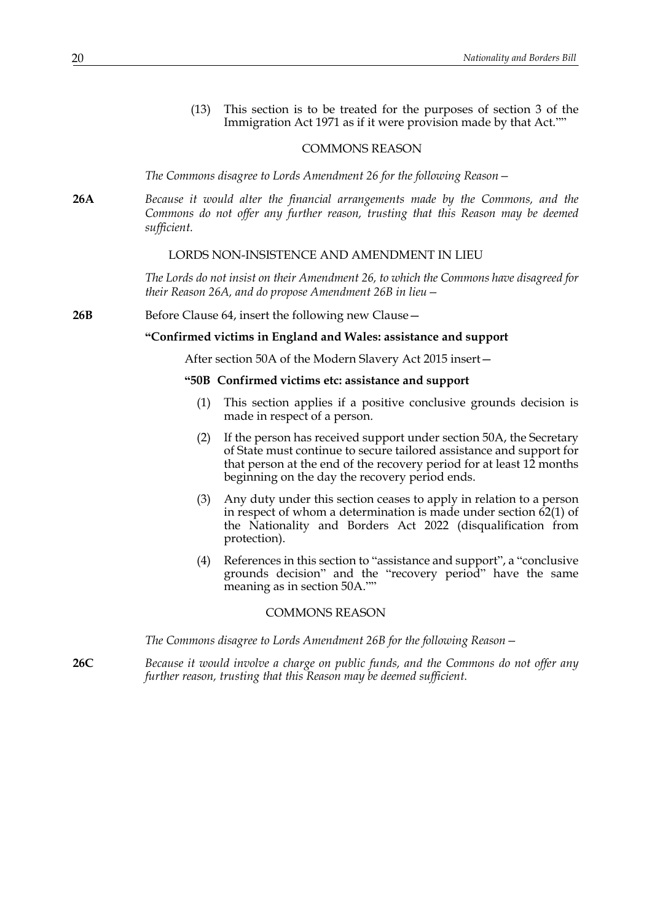(13) This section is to be treated for the purposes of section 3 of the Immigration Act 1971 as if it were provision made by that Act.""

COMMONS REASON

*The Commons disagree to Lords Amendment 26 for the following Reason—*

**26A** *Because it would alter the financial arrangements made by the Commons, and the Commons do not offer any further reason, trusting that this Reason may be deemed sufficient.*

LORDS NON-INSISTENCE AND AMENDMENT IN LIEU

*The Lords do not insist on their Amendment 26, to which the Commons have disagreed for their Reason 26A, and do propose Amendment 26B in lieu—*

**26B** Before Clause 64, insert the following new Clause—

**"Confirmed victims in England and Wales: assistance and support**

After section 50A of the Modern Slavery Act 2015 insert—

**"50B Confirmed victims etc: assistance and support**

(1) This section applies if a positive conclusive grounds decision is made in respect of a person.

(2) If the person has received support under section 50A, the Secretary of State must continue to secure tailored assistance and support for that person at the end of the recovery period for at least 12 months beginning on the day the recovery period ends.

(3) Any duty under this section ceases to apply in relation to a person in respect of whom a determination is made under section 62(1) of the Nationality and Borders Act 2022 (disqualification from protection).

(4) References in this section to "assistance and support", a "conclusive grounds decision" and the "recovery period" have the same meaning as in section 50A.""

COMMONS REASON

*The Commons disagree to Lords Amendment 26B for the following Reason—*

**26C** *Because it would involve a charge on public funds, and the Commons do not offer any further reason, trusting that this Reason may be deemed sufficient.*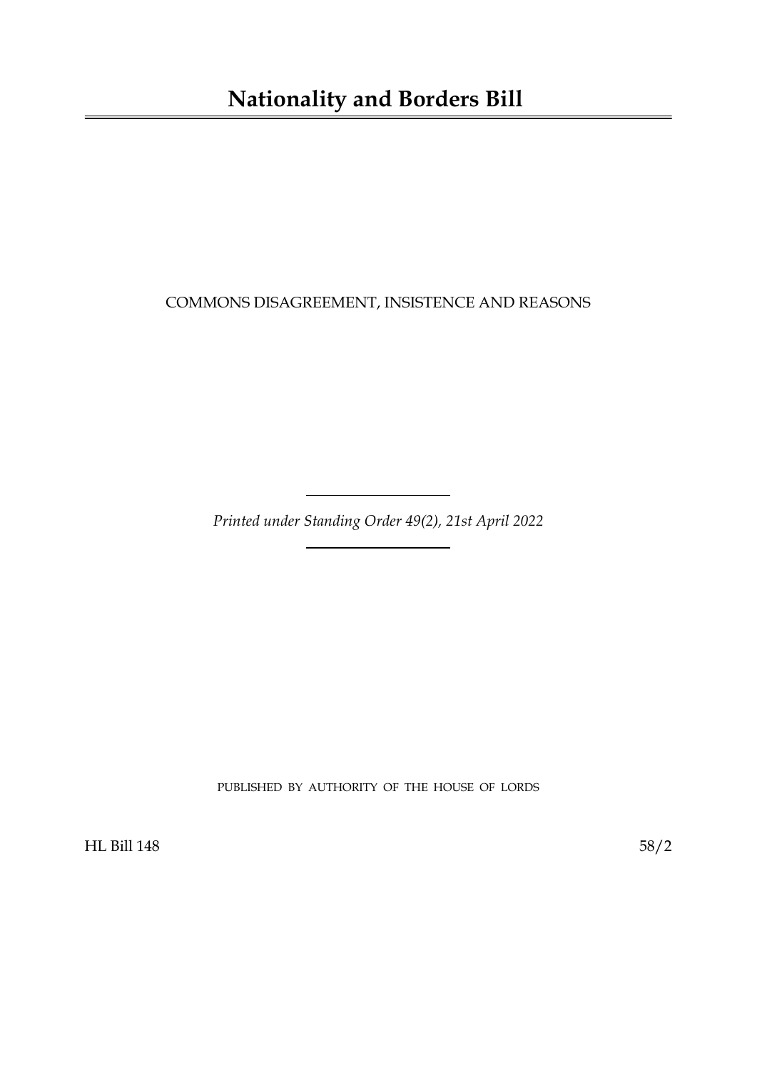# Nationality and Borders Bill

COMMONS DISAGREEMENT, INSISTENCE AND REASONS

*Printed under Standing Order 49(2), 21st April 2022*

PUBLISHED BY AUTHORITY OF THE HOUSE OF LORDS

HL Bill 148 58/2